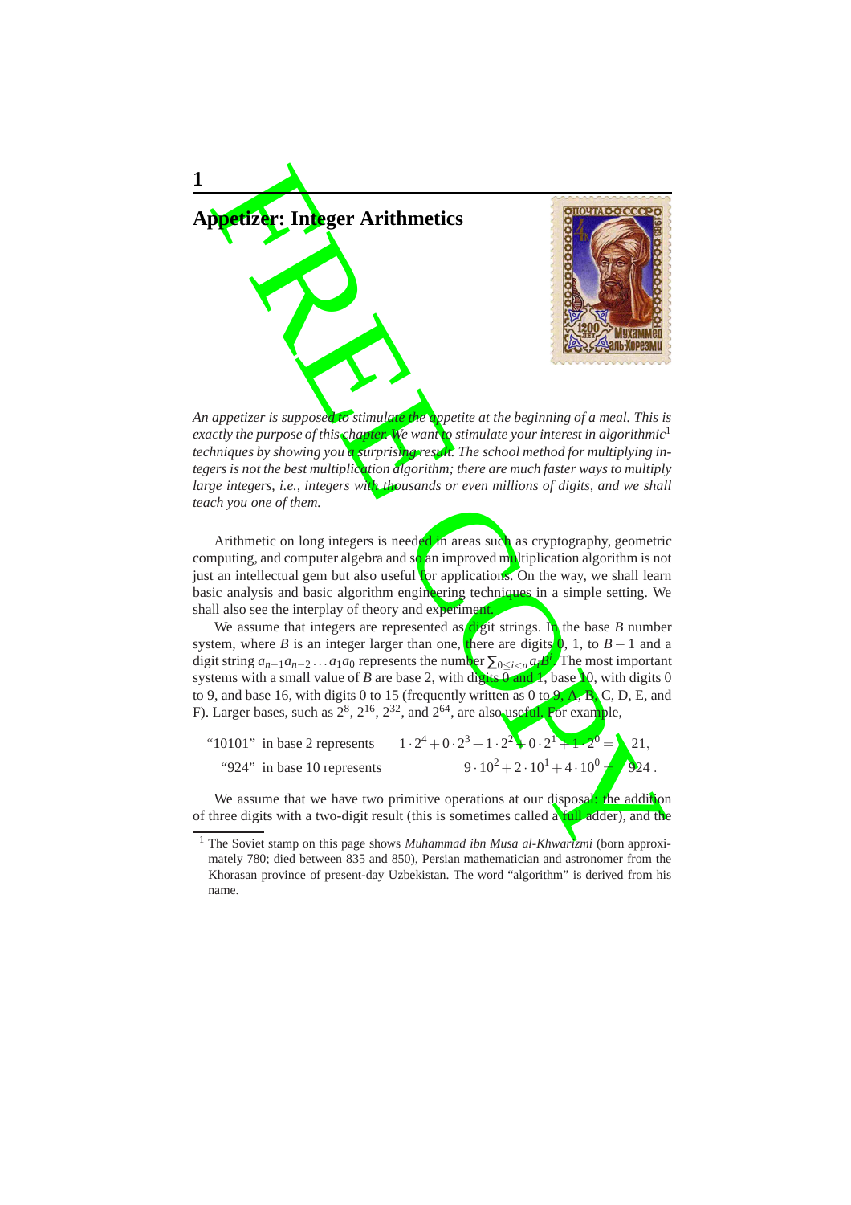# 1

# Appetizer: Integer Arithmetics

*An appetizer is supposed to stimulate the appetite at the beginning of a meal. This is exactly the purpose of this chapter. We want to stimulate your interest in algorithmic*[1] *techniques by showing you a surprising result. The school method for multiplying integers is not the best multiplication algorithm; there are much faster ways to multiply large integers, i.e., integers with thousands or even millions of digits, and we shall teach you one of them.*

Arithmetic on long integers is needed in areas such as cryptography, geometric computing, and computer algebra and so an improved multiplication algorithm is not just an intellectual gem but also useful for applications. On the way, we shall learn basic analysis and basic algorithm engineering techniques in a simple setting. We shall also see the interplay of theory and experiment.

We assume that integers are represented as digit strings. In the base $B$ number system, where $B$ is an integer larger than one, there are digits 0, 1, to $B-1$ and a digit string $a_{n-1}a_{n-2}\ldots a_1a_0$ represents the number $\sum_{0 \le i < n} a_i B^i$. The most important systems with a small value of $B$ are base 2, with digits 0 and 1, base 10, with digits 0 to 9, and base 16, with digits 0 to 15 (frequently written as 0 to 9, A, B, C, D, E, and F). Larger bases, such as $2^8$, $2^{16}$, $2^{32}$, and $2^{64}$, are also useful. For example,

$$\text{"10101" in base 2 represents} \quad 1\cdot 2^4 + 0\cdot 2^3 + 1\cdot 2^2 + 0\cdot 2^1 + 1\cdot 2^0 = 21,$$

$$\text{"924" in base 10 represents} \quad 9\cdot 10^2 + 2\cdot 10^1 + 4\cdot 10^0 = 924.$$

We assume that we have two primitive operations at our disposal: the addition of three digits with a two-digit result (this is sometimes called a full adder), and the

[1] The Soviet stamp on this page shows *Muhammad ibn Musa al-Khwarizmi* (born approximately 780; died between 835 and 850), Persian mathematician and astronomer from the Khorasan province of present-day Uzbekistan. The word "algorithm" is derived from his name.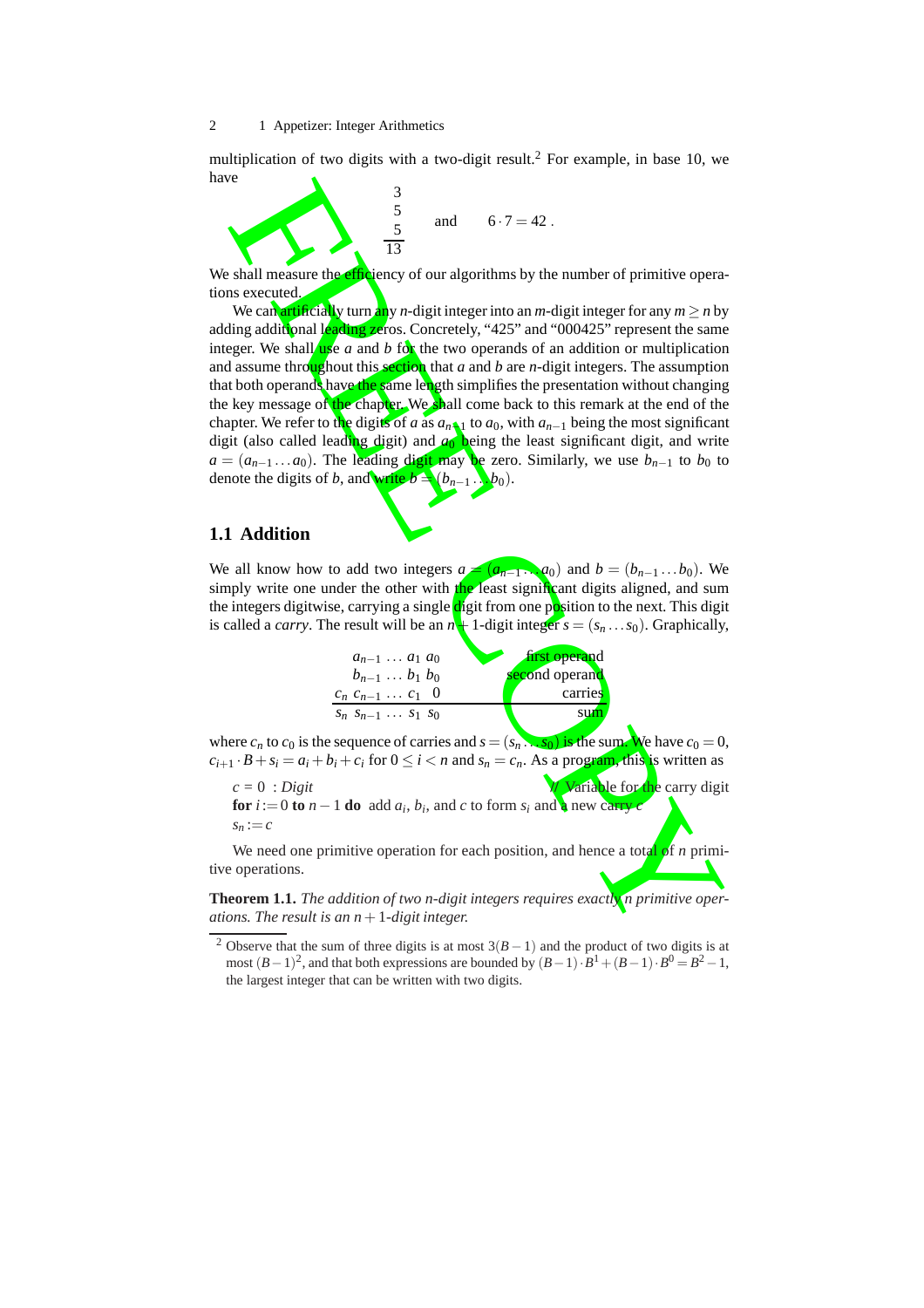multiplication of two digits with a two-digit result.[2] For example, in base 10, we have

$$\begin{array}{r} 3 \\ 5 \\ 5 \\ \hline 13 \end{array} \quad \text{and} \quad 6 \cdot 7 = 42\,.$$

We shall measure the efficiency of our algorithms by the number of primitive operations executed.

We can artificially turn any $n$-digit integer into an $m$-digit integer for any $m \geq n$ by adding additional leading zeros. Concretely, "425" and "000425" represent the same integer. We shall use $a$ and $b$ for the two operands of an addition or multiplication and assume throughout this section that $a$ and $b$ are $n$-digit integers. The assumption that both operands have the same length simplifies the presentation without changing the key message of the chapter. We shall come back to this remark at the end of the chapter. We refer to the digits of $a$ as $a_{n-1}$ to $a_0$, with $a_{n-1}$ being the most significant digit (also called leading digit) and $a_0$ being the least significant digit, and write $a = (a_{n-1} \ldots a_0)$. The leading digit may be zero. Similarly, we use $b_{n-1}$ to $b_0$ to denote the digits of $b$, and write $b = (b_{n-1} \ldots b_0)$.

## 1.1 Addition

We all know how to add two integers $a = (a_{n-1} \ldots a_0)$ and $b = (b_{n-1} \ldots b_0)$. We simply write one under the other with the least significant digits aligned, and sum the integers digitwise, carrying a single digit from one position to the next. This digit is called a *carry*. The result will be an $n+1$-digit integer $s = (s_n \ldots s_0)$. Graphically,

$$\begin{array}{rr} a_{n-1} \ldots a_1\ a_0 & \text{first operand} \\ b_{n-1} \ldots b_1\ b_0 & \text{second operand} \\ c_n\ c_{n-1} \ldots c_1\ \ 0 & \text{carries} \\ \hline s_n\ s_{n-1} \ldots s_1\ s_0 & \text{sum} \end{array}$$

where $c_n$ to $c_0$ is the sequence of carries and $s = (s_n \ldots s_0)$ is the sum. We have $c_0 = 0$, $c_{i+1} \cdot B + s_i = a_i + b_i + c_i$ for $0 \leq i < n$ and $s_n = c_n$. As a program, this is written as

```
c = 0 : Digit                                          // Variable for the carry digit
for i := 0 to n − 1 do  add a_i, b_i, and c to form s_i and a new carry c
s_n := c
```

We need one primitive operation for each position, and hence a total of $n$ primitive operations.

**Theorem 1.1.** *The addition of two $n$-digit integers requires exactly $n$ primitive operations. The result is an $n+1$-digit integer.*

---

[2] Observe that the sum of three digits is at most $3(B-1)$ and the product of two digits is at most $(B-1)^2$, and that both expressions are bounded by $(B-1) \cdot B^1 + (B-1) \cdot B^0 = B^2 - 1$, the largest integer that can be written with two digits.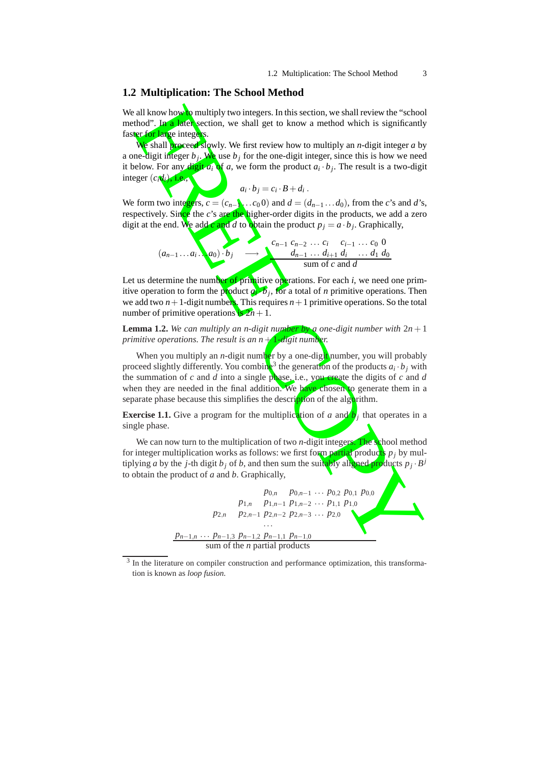## 1.2 Multiplication: The School Method

We all know how to multiply two integers. In this section, we shall review the "school method". In a later section, we shall get to know a method which is significantly faster for large integers.

We shall proceed slowly. We first review how to multiply an $n$-digit integer $a$ by a one-digit integer $b_j$. We use $b_j$ for the one-digit integer, since this is how we need it below. For any digit $a_i$ of $a$, we form the product $a_i \cdot b_j$. The result is a two-digit integer $(c_i d_i)$, i.e.,

$$a_i \cdot b_j = c_i \cdot B + d_i .$$

We form two integers, $c = (c_{n-1} \dots c_0\, 0)$ and $d = (d_{n-1} \dots d_0)$, from the $c$'s and $d$'s, respectively. Since the $c$'s are the higher-order digits in the products, we add a zero digit at the end. We add $c$ and $d$ to obtain the product $p_j = a \cdot b_j$. Graphically,

$$(a_{n-1} \dots a_i \dots a_0) \cdot b_j \quad \longrightarrow \quad \begin{array}{r} c_{n-1}\ c_{n-2}\ \dots\ c_i \quad c_{i-1}\ \dots\ c_0\ 0 \\ d_{n-1}\ \dots\ d_{i+1}\ d_i \quad \dots\ d_1\ d_0 \\ \hline \text{sum of } c \text{ and } d \end{array}$$

Let us determine the number of primitive operations. For each $i$, we need one primitive operation to form the product $a_i \cdot b_j$, for a total of $n$ primitive operations. Then we add two $n+1$-digit numbers. This requires $n+1$ primitive operations. So the total number of primitive operations is $2n+1$.

**Lemma 1.2.** *We can multiply an $n$-digit number by a one-digit number with $2n+1$ primitive operations. The result is an $n+1$-digit number.*

When you multiply an $n$-digit number by a one-digit number, you will probably proceed slightly differently. You combine[3] the generation of the products $a_i \cdot b_j$ with the summation of $c$ and $d$ into a single phase, i.e., you create the digits of $c$ and $d$ when they are needed in the final addition. We have chosen to generate them in a separate phase because this simplifies the description of the algorithm.

**Exercise 1.1.** Give a program for the multiplication of $a$ and $b_j$ that operates in a single phase.

We can now turn to the multiplication of two $n$-digit integers. The school method for integer multiplication works as follows: we first form partial products $p_j$ by multiplying $a$ by the $j$-th digit $b_j$ of $b$, and then sum the suitably aligned products $p_j \cdot B^j$ to obtain the product of $a$ and $b$. Graphically,

$$\begin{array}{r} p_{0,n} \quad p_{0,n-1}\ \cdots\ p_{0,2}\ p_{0,1}\ p_{0,0} \\ p_{1,n} \quad p_{1,n-1}\ p_{1,n-2}\ \cdots\ p_{1,1}\ p_{1,0} \quad\quad \\ p_{2,n} \quad p_{2,n-1}\ p_{2,n-2}\ p_{2,n-3}\ \cdots\ p_{2,0} \quad\quad\quad\quad \\ \dots \quad\quad\quad\quad\quad\quad \\ p_{n-1,n}\ \cdots\ p_{n-1,3}\ p_{n-1,2}\ p_{n-1,1}\ p_{n-1,0} \quad\quad\quad\quad\quad\quad\quad\quad \\ \hline \text{sum of the } n \text{ partial products} \end{array}$$

[3] In the literature on compiler construction and performance optimization, this transformation is known as *loop fusion.*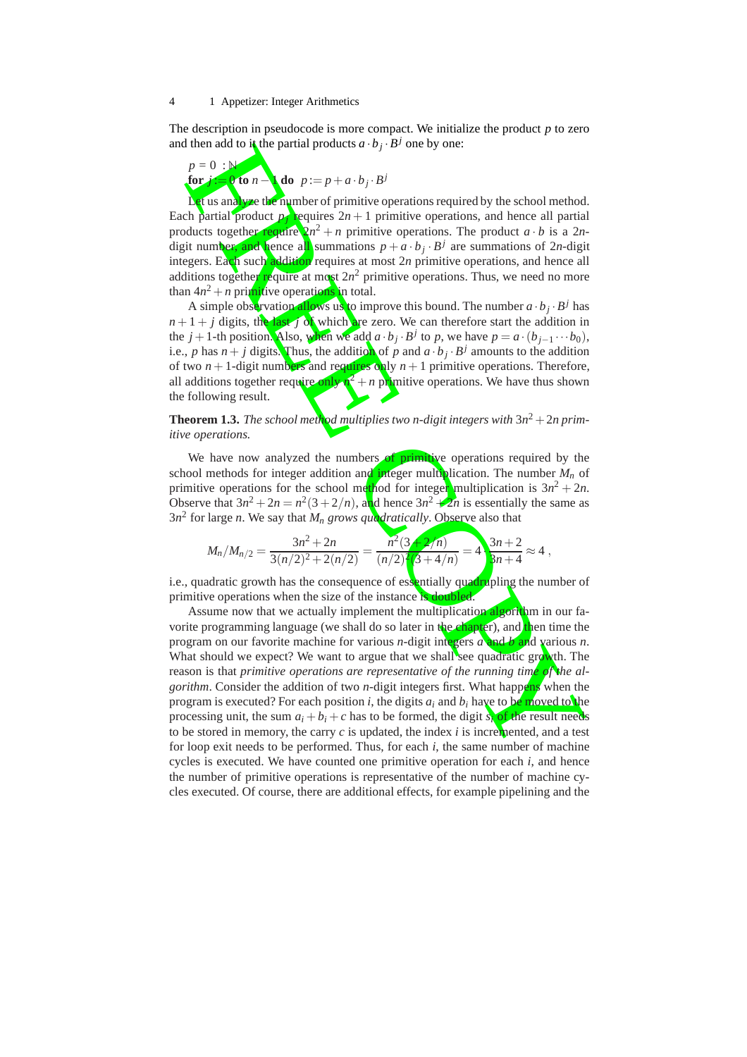The description in pseudocode is more compact. We initialize the product $p$ to zero and then add to it the partial products $a \cdot b_j \cdot B^j$ one by one:

$p = 0 \; : \mathbb{N}$
**for** $j := 0$ **to** $n-1$ **do** $\; p := p + a \cdot b_j \cdot B^j$

Let us analyze the number of primitive operations required by the school method. Each partial product $p_j$ requires $2n+1$ primitive operations, and hence all partial products together require $2n^2 + n$ primitive operations. The product $a \cdot b$ is a $2n$-digit number, and hence all summations $p + a \cdot b_j \cdot B^j$ are summations of $2n$-digit integers. Each such addition requires at most $2n$ primitive operations, and hence all additions together require at most $2n^2$ primitive operations. Thus, we need no more than $4n^2 + n$ primitive operations in total.

A simple observation allows us to improve this bound. The number $a \cdot b_j \cdot B^j$ has $n+1+j$ digits, the last $j$ of which are zero. We can therefore start the addition in the $j+1$-th position. Also, when we add $a \cdot b_j \cdot B^j$ to $p$, we have $p = a \cdot (b_{j-1} \cdots b_0)$, i.e., $p$ has $n+j$ digits. Thus, the addition of $p$ and $a \cdot b_j \cdot B^j$ amounts to the addition of two $n+1$-digit numbers and requires only $n+1$ primitive operations. Therefore, all additions together require only $n^2 + n$ primitive operations. We have thus shown the following result.

**Theorem 1.3.** *The school method multiplies two $n$-digit integers with $3n^2 + 2n$ primitive operations.*

We have now analyzed the numbers of primitive operations required by the school methods for integer addition and integer multiplication. The number $M_n$ of primitive operations for the school method for integer multiplication is $3n^2 + 2n$. Observe that $3n^2 + 2n = n^2(3 + 2/n)$, and hence $3n^2 + 2n$ is essentially the same as $3n^2$ for large $n$. We say that $M_n$ *grows quadratically*. Observe also that

$$M_n / M_{n/2} = \frac{3n^2 + 2n}{3(n/2)^2 + 2(n/2)} = \frac{n^2(3 + 2/n)}{(n/2)^2(3 + 4/n)} = 4 \cdot \frac{3n+2}{3n+4} \approx 4 \,,$$

i.e., quadratic growth has the consequence of essentially quadrupling the number of primitive operations when the size of the instance is doubled.

Assume now that we actually implement the multiplication algorithm in our favorite programming language (we shall do so later in the chapter), and then time the program on our favorite machine for various $n$-digit integers $a$ and $b$ and various $n$. What should we expect? We want to argue that we shall see quadratic growth. The reason is that *primitive operations are representative of the running time of the algorithm*. Consider the addition of two $n$-digit integers first. What happens when the program is executed? For each position $i$, the digits $a_i$ and $b_i$ have to be moved to the processing unit, the sum $a_i + b_i + c$ has to be formed, the digit $s_i$ of the result needs to be stored in memory, the carry $c$ is updated, the index $i$ is incremented, and a test for loop exit needs to be performed. Thus, for each $i$, the same number of machine cycles is executed. We have counted one primitive operation for each $i$, and hence the number of primitive operations is representative of the number of machine cycles executed. Of course, there are additional effects, for example pipelining and the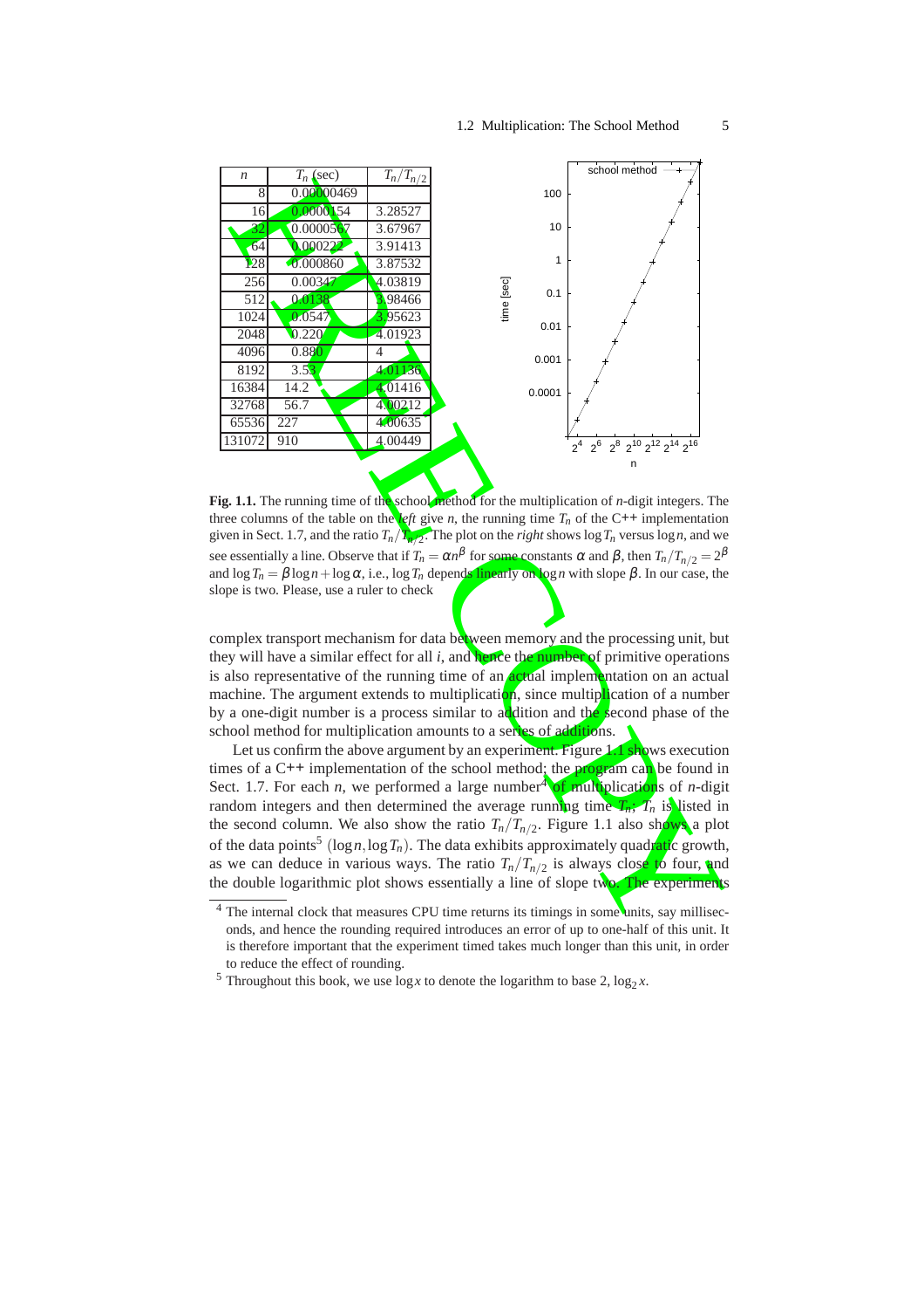| $n$ | $T_n$ (sec) | $T_n/T_{n/2}$ |
|---|---|---|
| 8 | 0.00000469 | |
| 16 | 0.0000154 | 3.28527 |
| 32 | 0.0000567 | 3.67967 |
| 64 | 0.000222 | 3.91413 |
| 128 | 0.000860 | 3.87532 |
| 256 | 0.00347 | 4.03819 |
| 512 | 0.0138 | 3.98466 |
| 1024 | 0.0547 | 3.95623 |
| 2048 | 0.220 | 4.01923 |
| 4096 | 0.880 | 4 |
| 8192 | 3.53 | 4.01136 |
| 16384 | 14.2 | 4.01416 |
| 32768 | 56.7 | 4.00212 |
| 65536 | 227 | 4.00635 |
| 131072 | 910 | 4.00449 |

**Fig. 1.1.** The running time of the school method for the multiplication of $n$-digit integers. The three columns of the table on the *left* give $n$, the running time $T_n$ of the C++ implementation given in Sect. 1.7, and the ratio $T_n/T_{n/2}$. The plot on the *right* shows $\log T_n$ versus $\log n$, and we see essentially a line. Observe that if $T_n = \alpha n^\beta$ for some constants $\alpha$ and $\beta$, then $T_n/T_{n/2} = 2^\beta$ and $\log T_n = \beta \log n + \log \alpha$, i.e., $\log T_n$ depends linearly on $\log n$ with slope $\beta$. In our case, the slope is two. Please, use a ruler to check

complex transport mechanism for data between memory and the processing unit, but they will have a similar effect for all $i$, and hence the number of primitive operations is also representative of the running time of an actual implementation on an actual machine. The argument extends to multiplication, since multiplication of a number by a one-digit number is a process similar to addition and the second phase of the school method for multiplication amounts to a series of additions.

Let us confirm the above argument by an experiment. Figure 1.1 shows execution times of a C++ implementation of the school method; the program can be found in Sect. 1.7. For each $n$, we performed a large number[4] of multiplications of $n$-digit random integers and then determined the average running time $T_n$; $T_n$ is listed in the second column. We also show the ratio $T_n/T_{n/2}$. Figure 1.1 also shows a plot of the data points[5] $(\log n, \log T_n)$. The data exhibits approximately quadratic growth, as we can deduce in various ways. The ratio $T_n/T_{n/2}$ is always close to four, and the double logarithmic plot shows essentially a line of slope two. The experiments

[4] The internal clock that measures CPU time returns its timings in some units, say milliseconds, and hence the rounding required introduces an error of up to one-half of this unit. It is therefore important that the experiment timed takes much longer than this unit, in order to reduce the effect of rounding.

[5] Throughout this book, we use $\log x$ to denote the logarithm to base 2, $\log_2 x$.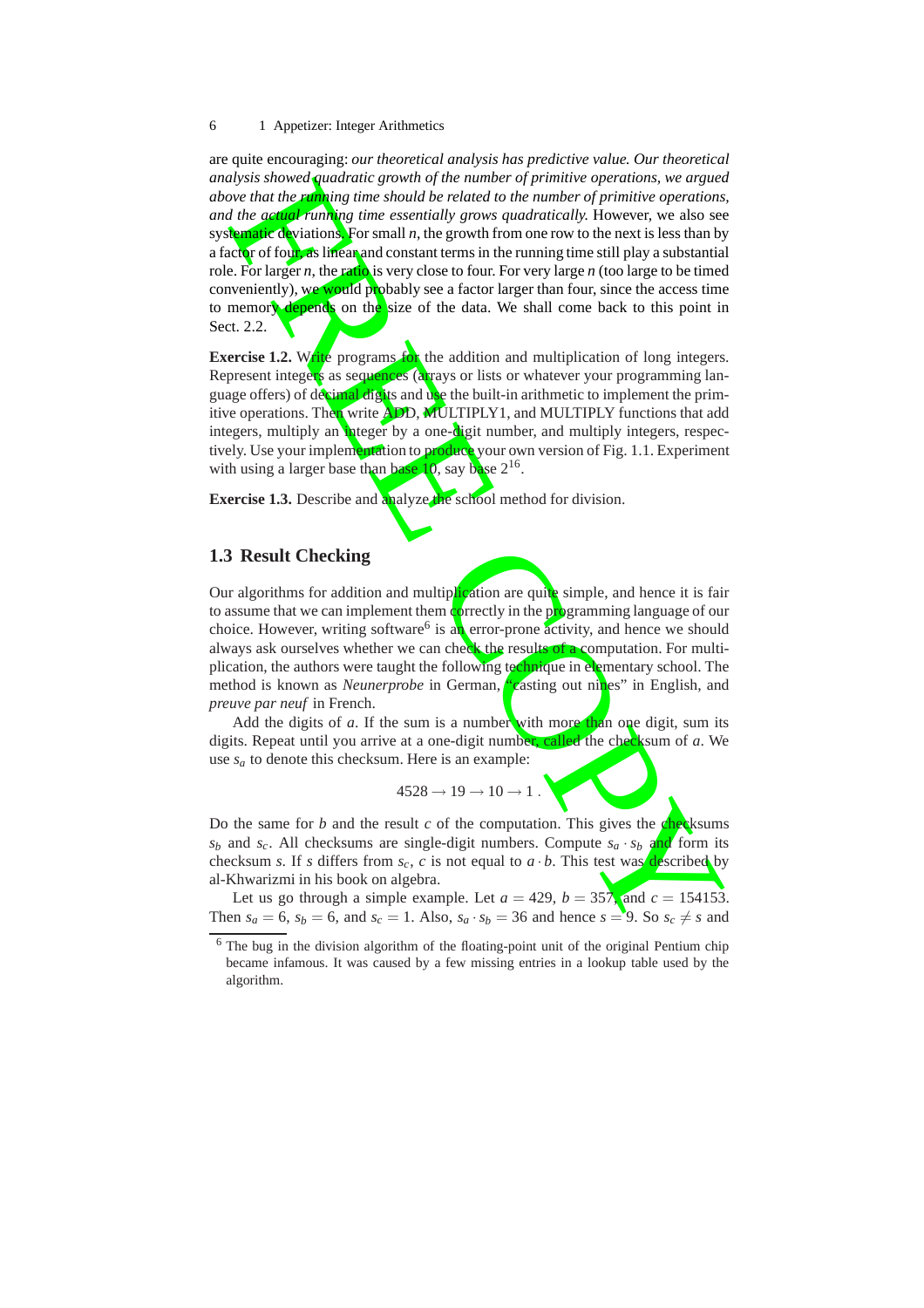are quite encouraging: *our theoretical analysis has predictive value. Our theoretical analysis showed quadratic growth of the number of primitive operations, we argued above that the running time should be related to the number of primitive operations, and the actual running time essentially grows quadratically.* However, we also see systematic deviations. For small $n$, the growth from one row to the next is less than by a factor of four, as linear and constant terms in the running time still play a substantial role. For larger $n$, the ratio is very close to four. For very large $n$ (too large to be timed conveniently), we would probably see a factor larger than four, since the access time to memory depends on the size of the data. We shall come back to this point in Sect. 2.2.

**Exercise 1.2.** Write programs for the addition and multiplication of long integers. Represent integers as sequences (arrays or lists or whatever your programming language offers) of decimal digits and use the built-in arithmetic to implement the primitive operations. Then write ADD, MULTIPLY1, and MULTIPLY functions that add integers, multiply an integer by a one-digit number, and multiply integers, respectively. Use your implementation to produce your own version of Fig. 1.1. Experiment with using a larger base than base 10, say base $2^{16}$.

**Exercise 1.3.** Describe and analyze the school method for division.

## 1.3 Result Checking

Our algorithms for addition and multiplication are quite simple, and hence it is fair to assume that we can implement them correctly in the programming language of our choice. However, writing software[6] is an error-prone activity, and hence we should always ask ourselves whether we can check the results of a computation. For multiplication, the authors were taught the following technique in elementary school. The method is known as *Neunerprobe* in German, "casting out nines" in English, and *preuve par neuf* in French.

Add the digits of $a$. If the sum is a number with more than one digit, sum its digits. Repeat until you arrive at a one-digit number, called the checksum of $a$. We use $s_a$ to denote this checksum. Here is an example:

$$4528 \rightarrow 19 \rightarrow 10 \rightarrow 1 .$$

Do the same for $b$ and the result $c$ of the computation. This gives the checksums $s_b$ and $s_c$. All checksums are single-digit numbers. Compute $s_a \cdot s_b$ and form its checksum $s$. If $s$ differs from $s_c$, $c$ is not equal to $a \cdot b$. This test was described by al-Khwarizmi in his book on algebra.

Let us go through a simple example. Let $a = 429$, $b = 357$, and $c = 154153$. Then $s_a = 6$, $s_b = 6$, and $s_c = 1$. Also, $s_a \cdot s_b = 36$ and hence $s = 9$. So $s_c \neq s$ and

[6] The bug in the division algorithm of the floating-point unit of the original Pentium chip became infamous. It was caused by a few missing entries in a lookup table used by the algorithm.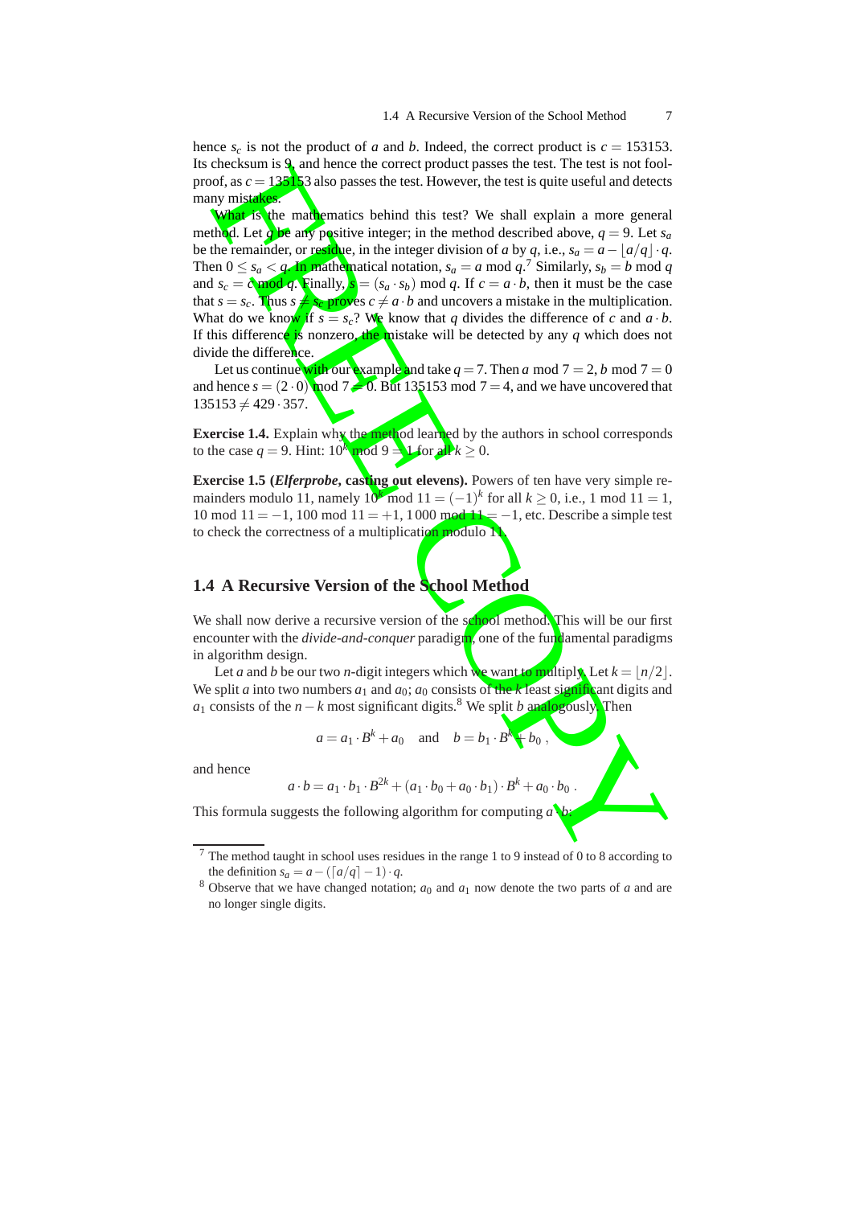hence $s_c$ is not the product of $a$ and $b$. Indeed, the correct product is $c = 153153$. Its checksum is 9, and hence the correct product passes the test. The test is not fool-proof, as $c = 135153$ also passes the test. However, the test is quite useful and detects many mistakes.

What is the mathematics behind this test? We shall explain a more general method. Let $q$ be any positive integer; in the method described above, $q = 9$. Let $s_a$ be the remainder, or residue, in the integer division of $a$ by $q$, i.e., $s_a = a - \lfloor a/q \rfloor \cdot q$. Then $0 \le s_a < q$. In mathematical notation, $s_a = a \bmod q$.[7] Similarly, $s_b = b \bmod q$ and $s_c = c \bmod q$. Finally, $s = (s_a \cdot s_b) \bmod q$. If $c = a \cdot b$, then it must be the case that $s = s_c$. Thus $s \ne s_c$ proves $c \ne a \cdot b$ and uncovers a mistake in the multiplication. What do we know if $s = s_c$? We know that $q$ divides the difference of $c$ and $a \cdot b$. If this difference is nonzero, the mistake will be detected by any $q$ which does not divide the difference.

Let us continue with our example and take $q = 7$. Then $a \bmod 7 = 2$, $b \bmod 7 = 0$ and hence $s = (2 \cdot 0) \bmod 7 = 0$. But $135153 \bmod 7 = 4$, and we have uncovered that $135153 \ne 429 \cdot 357$.

**Exercise 1.4.** Explain why the method learned by the authors in school corresponds to the case $q = 9$. Hint: $10^k \bmod 9 = 1$ for all $k \ge 0$.

**Exercise 1.5 (*Elferprobe*, casting out elevens).** Powers of ten have very simple remainders modulo 11, namely $10^k \bmod 11 = (-1)^k$ for all $k \ge 0$, i.e., $1 \bmod 11 = 1$, $10 \bmod 11 = -1$, $100 \bmod 11 = +1$, $1\,000 \bmod 11 = -1$, etc. Describe a simple test to check the correctness of a multiplication modulo 11.

## 1.4 A Recursive Version of the School Method

We shall now derive a recursive version of the school method. This will be our first encounter with the *divide-and-conquer* paradigm, one of the fundamental paradigms in algorithm design.

Let $a$ and $b$ be our two $n$-digit integers which we want to multiply. Let $k = \lfloor n/2 \rfloor$. We split $a$ into two numbers $a_1$ and $a_0$; $a_0$ consists of the $k$ least significant digits and $a_1$ consists of the $n - k$ most significant digits.[8] We split $b$ analogously. Then

$$a = a_1 \cdot B^k + a_0 \quad \text{and} \quad b = b_1 \cdot B^k + b_0 \ ,$$

and hence

$$a \cdot b = a_1 \cdot b_1 \cdot B^{2k} + (a_1 \cdot b_0 + a_0 \cdot b_1) \cdot B^k + a_0 \cdot b_0 \ .$$

This formula suggests the following algorithm for computing $a \cdot b$:

---

[7] The method taught in school uses residues in the range 1 to 9 instead of 0 to 8 according to the definition $s_a = a - (\lceil a/q \rceil - 1) \cdot q$.

[8] Observe that we have changed notation; $a_0$ and $a_1$ now denote the two parts of $a$ and are no longer single digits.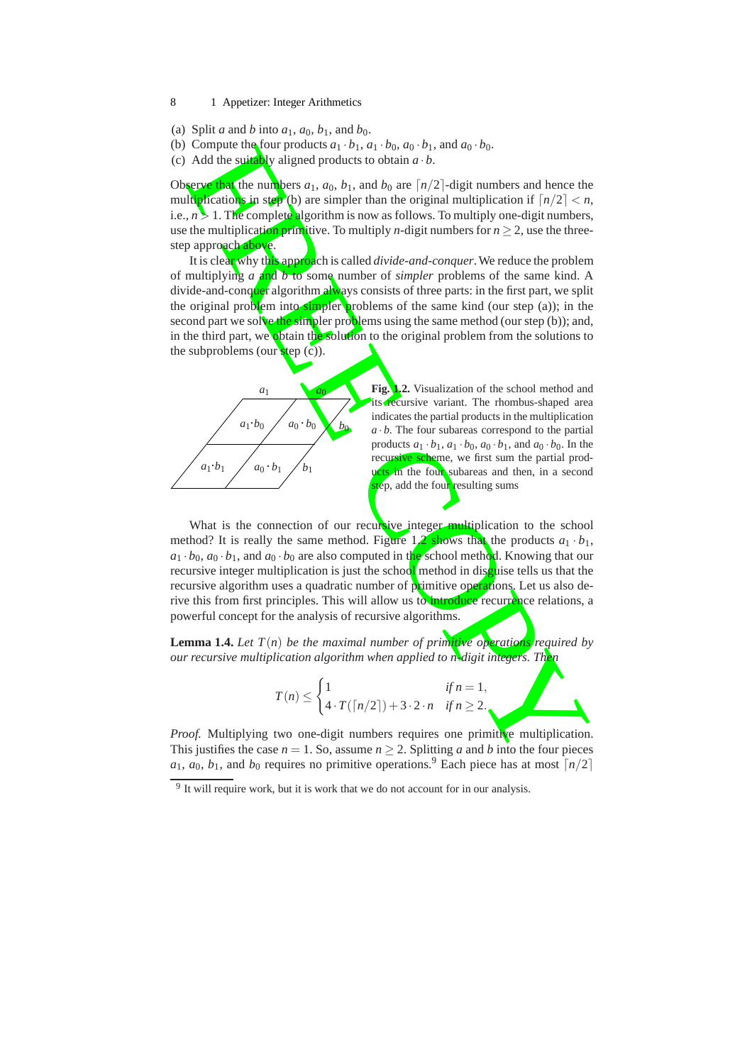(a) Split $a$ and $b$ into $a_1$, $a_0$, $b_1$, and $b_0$.
(b) Compute the four products $a_1 \cdot b_1$, $a_1 \cdot b_0$, $a_0 \cdot b_1$, and $a_0 \cdot b_0$.
(c) Add the suitably aligned products to obtain $a \cdot b$.

Observe that the numbers $a_1$, $a_0$, $b_1$, and $b_0$ are $\lceil n/2 \rceil$-digit numbers and hence the multiplications in step (b) are simpler than the original multiplication if $\lceil n/2 \rceil < n$, i.e., $n > 1$. The complete algorithm is now as follows. To multiply one-digit numbers, use the multiplication primitive. To multiply $n$-digit numbers for $n \geq 2$, use the three-step approach above.

It is clear why this approach is called *divide-and-conquer*. We reduce the problem of multiplying $a$ and $b$ to some number of *simpler* problems of the same kind. A divide-and-conquer algorithm always consists of three parts: in the first part, we split the original problem into simpler problems of the same kind (our step (a)); in the second part we solve the simpler problems using the same method (our step (b)); and, in the third part, we obtain the solution to the original problem from the solutions to the subproblems (our step (c)).

**Fig. 1.2.** Visualization of the school method and its recursive variant. The rhombus-shaped area indicates the partial products in the multiplication $a \cdot b$. The four subareas correspond to the partial products $a_1 \cdot b_1$, $a_1 \cdot b_0$, $a_0 \cdot b_1$, and $a_0 \cdot b_0$. In the recursive scheme, we first sum the partial products in the four subareas and then, in a second step, add the four resulting sums

What is the connection of our recursive integer multiplication to the school method? It is really the same method. Figure 1.2 shows that the products $a_1 \cdot b_1$, $a_1 \cdot b_0$, $a_0 \cdot b_1$, and $a_0 \cdot b_0$ are also computed in the school method. Knowing that our recursive integer multiplication is just the school method in disguise tells us that the recursive algorithm uses a quadratic number of primitive operations. Let us also derive this from first principles. This will allow us to introduce recurrence relations, a powerful concept for the analysis of recursive algorithms.

**Lemma 1.4.** *Let $T(n)$ be the maximal number of primitive operations required by our recursive multiplication algorithm when applied to $n$-digit integers. Then*

$$T(n) \leq \begin{cases} 1 & \text{if } n = 1, \\ 4 \cdot T(\lceil n/2 \rceil) + 3 \cdot 2 \cdot n & \text{if } n \geq 2. \end{cases}$$

*Proof.* Multiplying two one-digit numbers requires one primitive multiplication. This justifies the case $n = 1$. So, assume $n \geq 2$. Splitting $a$ and $b$ into the four pieces $a_1$, $a_0$, $b_1$, and $b_0$ requires no primitive operations.[9] Each piece has at most $\lceil n/2 \rceil$

[9] It will require work, but it is work that we do not account for in our analysis.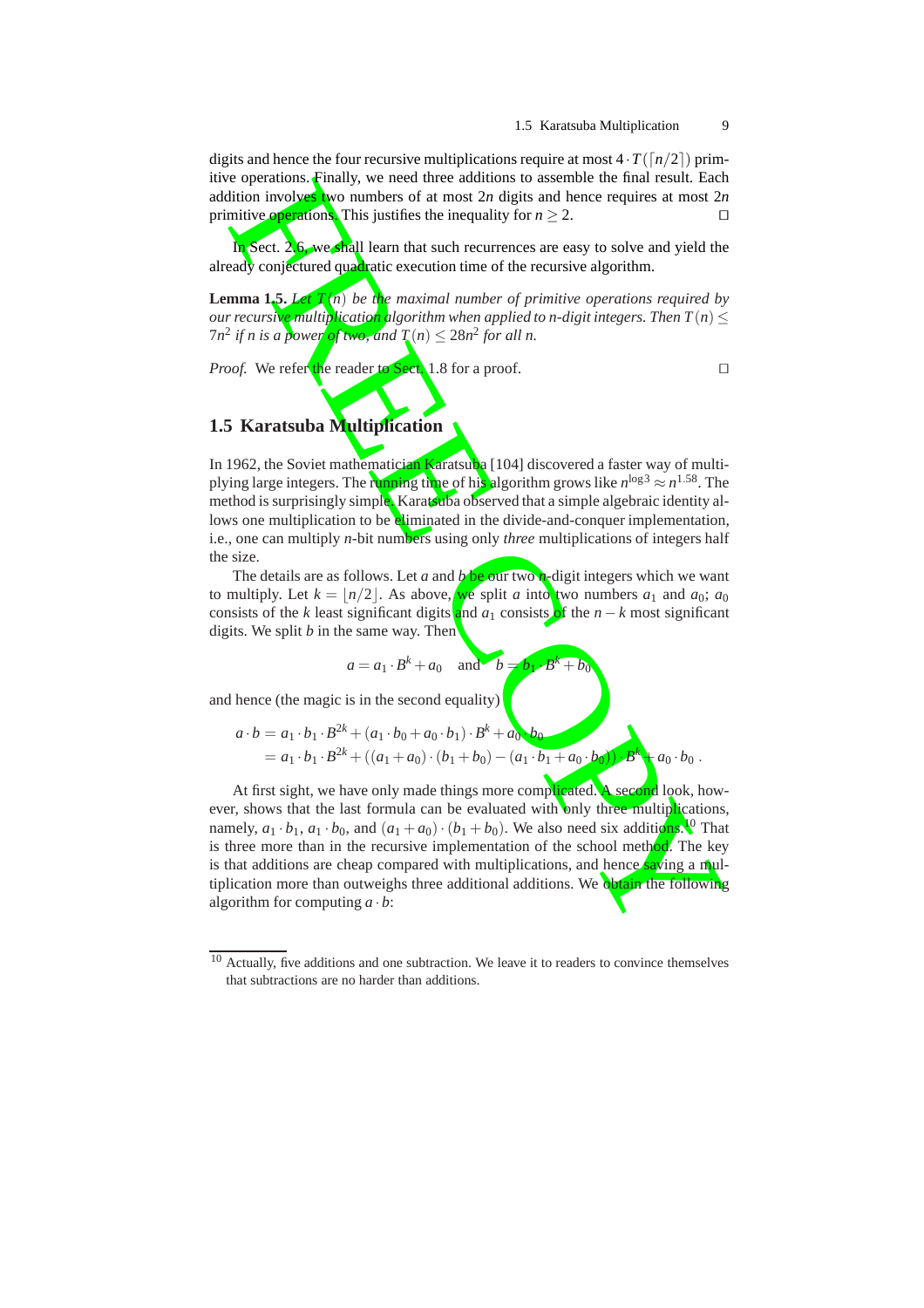digits and hence the four recursive multiplications require at most $4 \cdot T(\lceil n/2 \rceil)$ primitive operations. Finally, we need three additions to assemble the final result. Each addition involves two numbers of at most $2n$ digits and hence requires at most $2n$ primitive operations. This justifies the inequality for $n \geq 2$. □

In Sect. 2.6, we shall learn that such recurrences are easy to solve and yield the already conjectured quadratic execution time of the recursive algorithm.

**Lemma 1.5.** *Let $T(n)$ be the maximal number of primitive operations required by our recursive multiplication algorithm when applied to n-digit integers. Then $T(n) \leq 7n^2$ if n is a power of two, and $T(n) \leq 28n^2$ for all n.*

*Proof.* We refer the reader to Sect. 1.8 for a proof. □

## 1.5 Karatsuba Multiplication

In 1962, the Soviet mathematician Karatsuba [104] discovered a faster way of multiplying large integers. The running time of his algorithm grows like $n^{\log 3} \approx n^{1.58}$. The method is surprisingly simple. Karatsuba observed that a simple algebraic identity allows one multiplication to be eliminated in the divide-and-conquer implementation, i.e., one can multiply $n$-bit numbers using only *three* multiplications of integers half the size.

The details are as follows. Let $a$ and $b$ be our two $n$-digit integers which we want to multiply. Let $k = \lfloor n/2 \rfloor$. As above, we split $a$ into two numbers $a_1$ and $a_0$; $a_0$ consists of the $k$ least significant digits and $a_1$ consists of the $n-k$ most significant digits. We split $b$ in the same way. Then

$$a = a_1 \cdot B^k + a_0 \quad \text{and} \quad b = b_1 \cdot B^k + b_0$$

and hence (the magic is in the second equality)

$$\begin{aligned} a \cdot b &= a_1 \cdot b_1 \cdot B^{2k} + (a_1 \cdot b_0 + a_0 \cdot b_1) \cdot B^k + a_0 \cdot b_0 \\ &= a_1 \cdot b_1 \cdot B^{2k} + ((a_1 + a_0) \cdot (b_1 + b_0) - (a_1 \cdot b_1 + a_0 \cdot b_0)) \cdot B^k + a_0 \cdot b_0 \,. \end{aligned}$$

At first sight, we have only made things more complicated. A second look, however, shows that the last formula can be evaluated with only three multiplications, namely, $a_1 \cdot b_1$, $a_1 \cdot b_0$, and $(a_1 + a_0) \cdot (b_1 + b_0)$. We also need six additions.[10] That is three more than in the recursive implementation of the school method. The key is that additions are cheap compared with multiplications, and hence saving a multiplication more than outweighs three additional additions. We obtain the following algorithm for computing $a \cdot b$:

[10] Actually, five additions and one subtraction. We leave it to readers to convince themselves that subtractions are no harder than additions.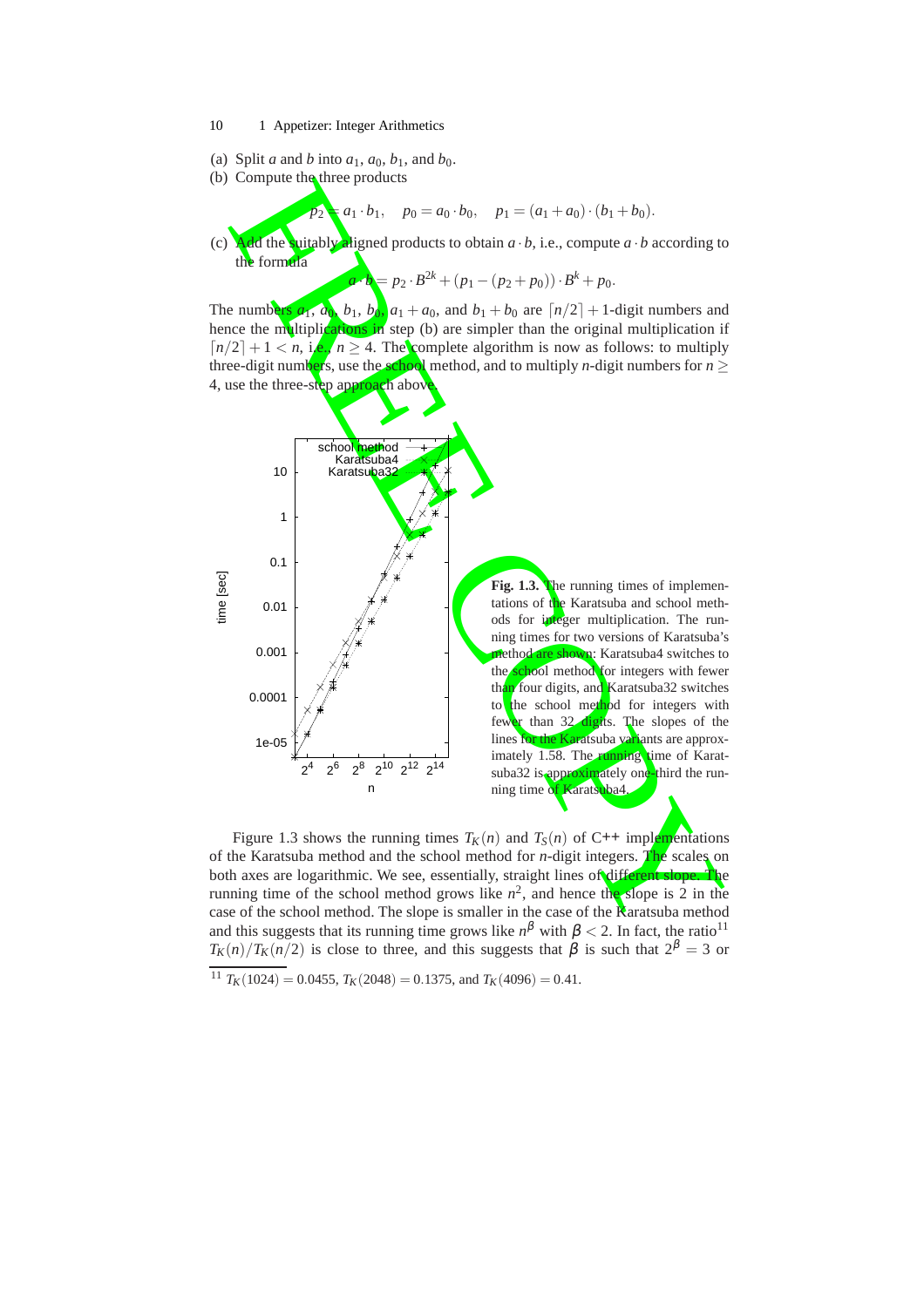(a) Split $a$ and $b$ into $a_1$, $a_0$, $b_1$, and $b_0$.
(b) Compute the three products

$$p_2 = a_1 \cdot b_1, \quad p_0 = a_0 \cdot b_0, \quad p_1 = (a_1 + a_0) \cdot (b_1 + b_0).$$

(c) Add the suitably aligned products to obtain $a \cdot b$, i.e., compute $a \cdot b$ according to the formula

$$a \cdot b = p_2 \cdot B^{2k} + (p_1 - (p_2 + p_0)) \cdot B^k + p_0.$$

The numbers $a_1$, $a_0$, $b_1$, $b_0$, $a_1 + a_0$, and $b_1 + b_0$ are $\lceil n/2 \rceil + 1$-digit numbers and hence the multiplications in step (b) are simpler than the original multiplication if $\lceil n/2 \rceil + 1 < n$, i.e., $n \geq 4$. The complete algorithm is now as follows: to multiply three-digit numbers, use the school method, and to multiply $n$-digit numbers for $n \geq 4$, use the three-step approach above.

**Fig. 1.3.** The running times of implementations of the Karatsuba and school methods for integer multiplication. The running times for two versions of Karatsuba's method are shown: Karatsuba4 switches to the school method for integers with fewer than four digits, and Karatsuba32 switches to the school method for integers with fewer than 32 digits. The slopes of the lines for the Karatsuba variants are approximately 1.58. The running time of Karatsuba32 is approximately one-third the running time of Karatsuba4.

Figure 1.3 shows the running times $T_K(n)$ and $T_S(n)$ of C++ implementations of the Karatsuba method and the school method for $n$-digit integers. The scales on both axes are logarithmic. We see, essentially, straight lines of different slope. The running time of the school method grows like $n^2$, and hence the slope is 2 in the case of the school method. The slope is smaller in the case of the Karatsuba method and this suggests that its running time grows like $n^\beta$ with $\beta < 2$. In fact, the ratio[11] $T_K(n)/T_K(n/2)$ is close to three, and this suggests that $\beta$ is such that $2^\beta = 3$ or

[11] $T_K(1024) = 0.0455$, $T_K(2048) = 0.1375$, and $T_K(4096) = 0.41$.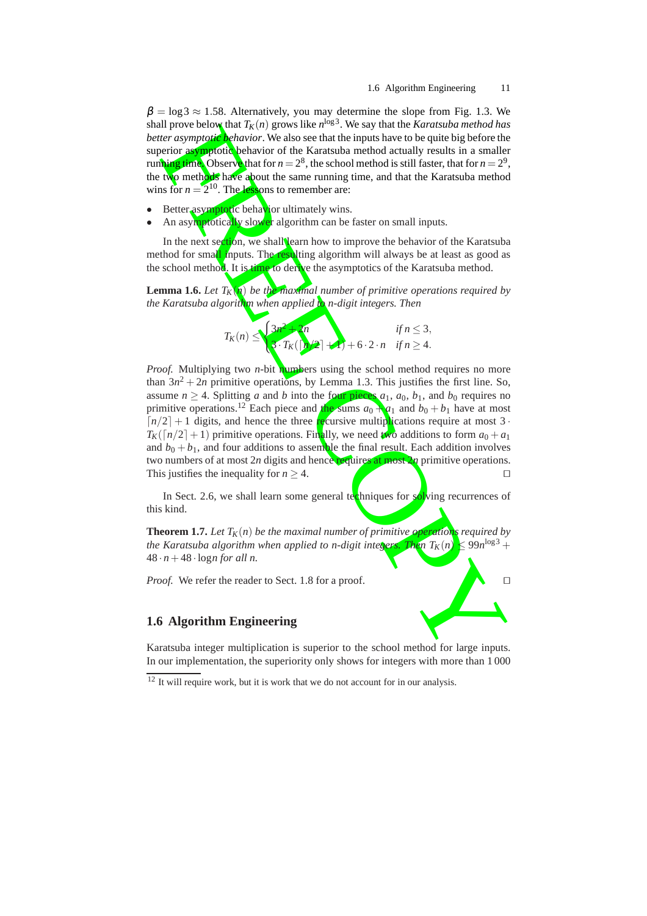$\beta = \log 3 \approx 1.58$. Alternatively, you may determine the slope from Fig. 1.3. We shall prove below that $T_K(n)$ grows like $n^{\log 3}$. We say that the *Karatsuba method has better asymptotic behavior*. We also see that the inputs have to be quite big before the superior asymptotic behavior of the Karatsuba method actually results in a smaller running time. Observe that for $n = 2^8$, the school method is still faster, that for $n = 2^9$, the two methods have about the same running time, and that the Karatsuba method wins for $n = 2^{10}$. The lessons to remember are:

- Better asymptotic behavior ultimately wins.
- An asymptotically slower algorithm can be faster on small inputs.

In the next section, we shall learn how to improve the behavior of the Karatsuba method for small inputs. The resulting algorithm will always be at least as good as the school method. It is time to derive the asymptotics of the Karatsuba method.

**Lemma 1.6.** *Let $T_K(n)$ be the maximal number of primitive operations required by the Karatsuba algorithm when applied to n-digit integers. Then*

$$T_K(n) \le \begin{cases} 3n^2 + 2n & \text{if } n \le 3, \\ 3 \cdot T_K(\lceil n/2 \rceil + 1) + 6 \cdot 2 \cdot n & \text{if } n \ge 4. \end{cases}$$

*Proof.* Multiplying two $n$-bit numbers using the school method requires no more than $3n^2 + 2n$ primitive operations, by Lemma 1.3. This justifies the first line. So, assume $n \ge 4$. Splitting $a$ and $b$ into the four pieces $a_1$, $a_0$, $b_1$, and $b_0$ requires no primitive operations.[12] Each piece and the sums $a_0 + a_1$ and $b_0 + b_1$ have at most $\lceil n/2 \rceil + 1$ digits, and hence the three recursive multiplications require at most $3 \cdot T_K(\lceil n/2 \rceil + 1)$ primitive operations. Finally, we need two additions to form $a_0 + a_1$ and $b_0 + b_1$, and four additions to assemble the final result. Each addition involves two numbers of at most $2n$ digits and hence requires at most $2n$ primitive operations. This justifies the inequality for $n \ge 4$. ◻

In Sect. 2.6, we shall learn some general techniques for solving recurrences of this kind.

**Theorem 1.7.** *Let $T_K(n)$ be the maximal number of primitive operations required by the Karatsuba algorithm when applied to n-digit integers. Then $T_K(n) \le 99n^{\log 3} + 48 \cdot n + 48 \cdot \log n$ for all n.*

*Proof.* We refer the reader to Sect. 1.8 for a proof. ◻

## 1.6 Algorithm Engineering

Karatsuba integer multiplication is superior to the school method for large inputs. In our implementation, the superiority only shows for integers with more than 1 000

[12] It will require work, but it is work that we do not account for in our analysis.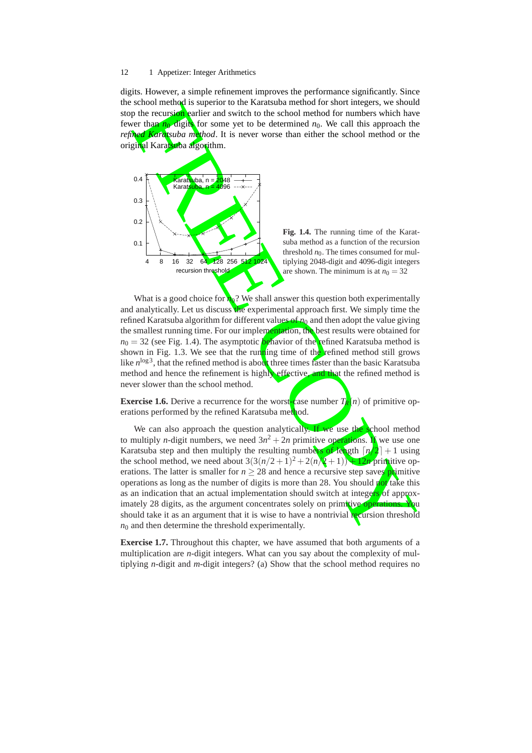digits. However, a simple refinement improves the performance significantly. Since the school method is superior to the Karatsuba method for short integers, we should stop the recursion earlier and switch to the school method for numbers which have fewer than $n_0$ digits for some yet to be determined $n_0$. We call this approach the *refined Karatsuba method*. It is never worse than either the school method or the original Karatsuba algorithm.

**Fig. 1.4.** The running time of the Karatsuba method as a function of the recursion threshold $n_0$. The times consumed for multiplying 2048-digit and 4096-digit integers are shown. The minimum is at $n_0 = 32$

What is a good choice for $n_0$? We shall answer this question both experimentally and analytically. Let us discuss the experimental approach first. We simply time the refined Karatsuba algorithm for different values of $n_0$ and then adopt the value giving the smallest running time. For our implementation, the best results were obtained for $n_0 = 32$ (see Fig. 1.4). The asymptotic behavior of the refined Karatsuba method is shown in Fig. 1.3. We see that the running time of the refined method still grows like $n^{\log 3}$, that the refined method is about three times faster than the basic Karatsuba method and hence the refinement is highly effective, and that the refined method is never slower than the school method.

**Exercise 1.6.** Derive a recurrence for the worst-case number $T_R(n)$ of primitive operations performed by the refined Karatsuba method.

We can also approach the question analytically. If we use the school method to multiply $n$-digit numbers, we need $3n^2 + 2n$ primitive operations. If we use one Karatsuba step and then multiply the resulting numbers of length $\lceil n/2 \rceil + 1$ using the school method, we need about $3(3(n/2+1)^2 + 2(n/2+1)) + 12n$ primitive operations. The latter is smaller for $n \geq 28$ and hence a recursive step saves primitive operations as long as the number of digits is more than 28. You should not take this as an indication that an actual implementation should switch at integers of approximately 28 digits, as the argument concentrates solely on primitive operations. You should take it as an argument that it is wise to have a nontrivial recursion threshold $n_0$ and then determine the threshold experimentally.

**Exercise 1.7.** Throughout this chapter, we have assumed that both arguments of a multiplication are $n$-digit integers. What can you say about the complexity of multiplying $n$-digit and $m$-digit integers? (a) Show that the school method requires no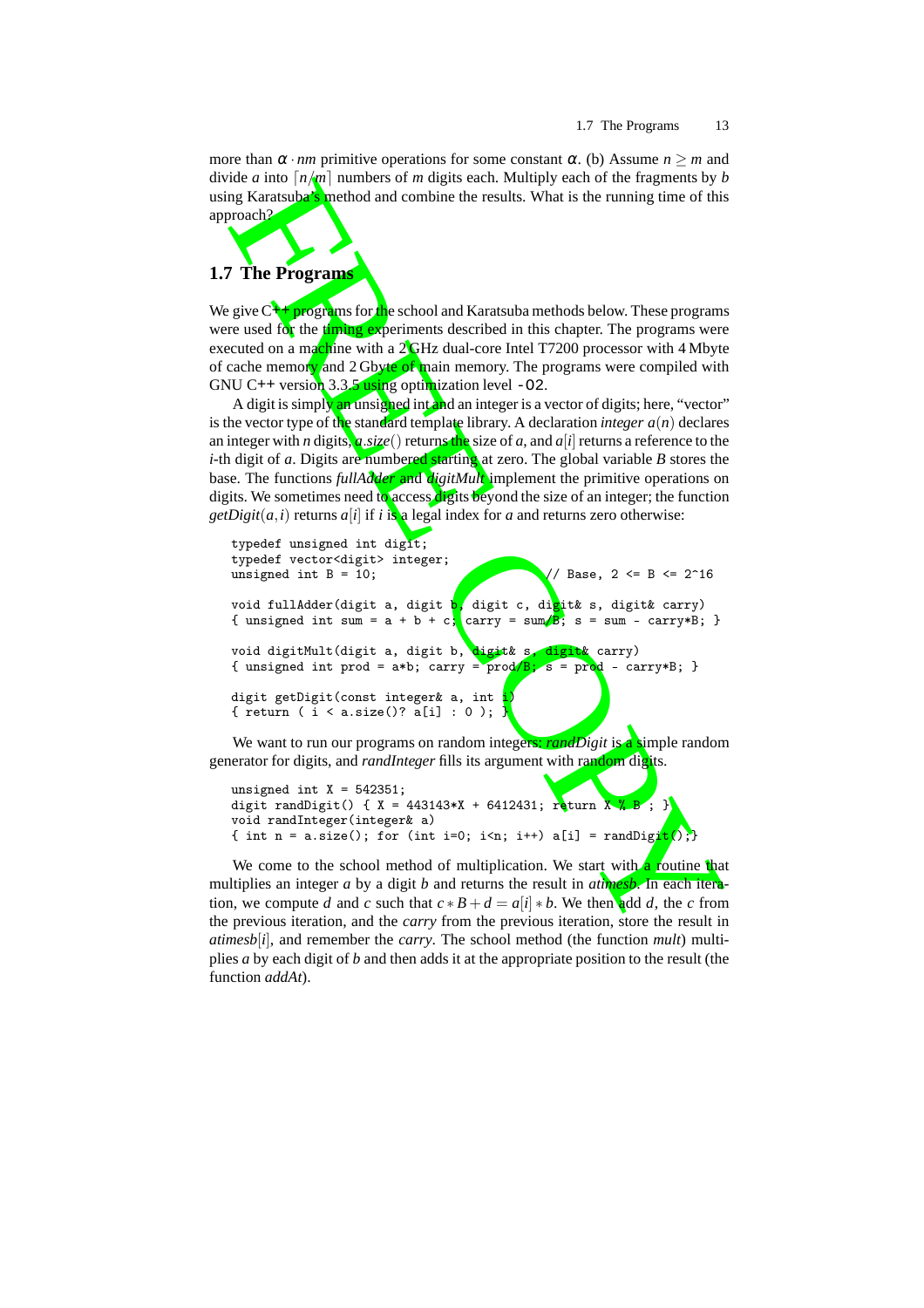more than $\alpha \cdot nm$ primitive operations for some constant $\alpha$. (b) Assume $n \geq m$ and divide $a$ into $\lceil n/m \rceil$ numbers of $m$ digits each. Multiply each of the fragments by $b$ using Karatsuba's method and combine the results. What is the running time of this approach?

## 1.7 The Programs

We give C++ programs for the school and Karatsuba methods below. These programs were used for the timing experiments described in this chapter. The programs were executed on a machine with a 2 GHz dual-core Intel T7200 processor with 4 Mbyte of cache memory and 2 Gbyte of main memory. The programs were compiled with GNU C++ version 3.3.5 using optimization level `-O2`.

A digit is simply an unsigned int and an integer is a vector of digits; here, "vector" is the vector type of the standard template library. A declaration *integer* $a(n)$ declares an integer with $n$ digits, $a.size()$ returns the size of $a$, and $a[i]$ returns a reference to the $i$-th digit of $a$. Digits are numbered starting at zero. The global variable $B$ stores the base. The functions *fullAdder* and *digitMult* implement the primitive operations on digits. We sometimes need to access digits beyond the size of an integer; the function $getDigit(a,i)$ returns $a[i]$ if $i$ is a legal index for $a$ and returns zero otherwise:

```
typedef unsigned int digit;
typedef vector<digit> integer;
unsigned int B = 10;                                    // Base, 2 <= B <= 2^16

void fullAdder(digit a, digit b, digit c, digit& s, digit& carry)
{ unsigned int sum = a + b + c; carry = sum/B; s = sum - carry*B; }

void digitMult(digit a, digit b, digit& s, digit& carry)
{ unsigned int prod = a*b; carry = prod/B; s = prod - carry*B; }

digit getDigit(const integer& a, int i)
{ return ( i < a.size()? a[i] : 0 ); }
```

We want to run our programs on random integers: *randDigit* is a simple random generator for digits, and *randInteger* fills its argument with random digits.

```
unsigned int X = 542351;
digit randDigit() { X = 443143*X + 6412431; return X % B ; }
void randInteger(integer& a)
{ int n = a.size(); for (int i=0; i<n; i++) a[i] = randDigit();}
```

We come to the school method of multiplication. We start with a routine that multiplies an integer $a$ by a digit $b$ and returns the result in *atimesb*. In each iteration, we compute $d$ and $c$ such that $c * B + d = a[i] * b$. We then add $d$, the $c$ from the previous iteration, and the *carry* from the previous iteration, store the result in *atimesb*$[i]$, and remember the *carry*. The school method (the function *mult*) multiplies $a$ by each digit of $b$ and then adds it at the appropriate position to the result (the function *addAt*).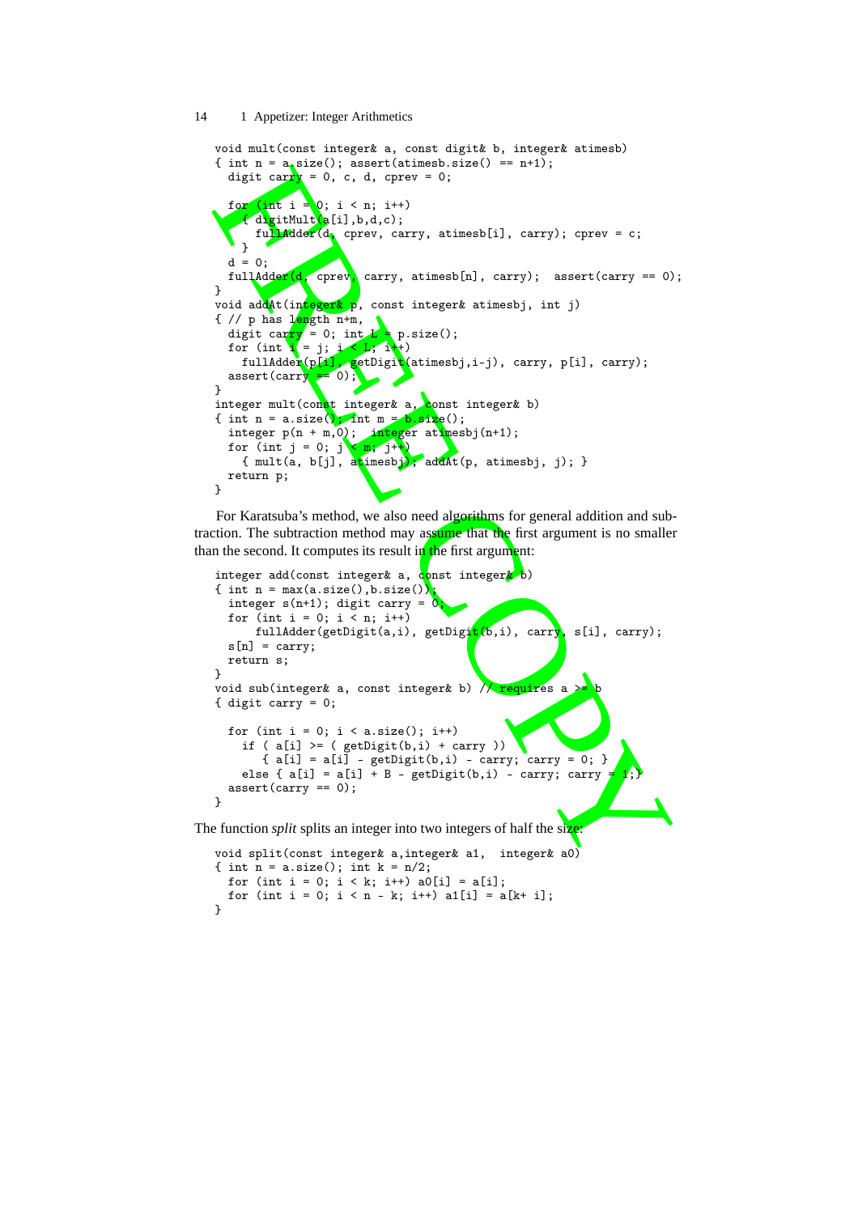```
void mult(const integer& a, const digit& b, integer& atimesb)
{ int n = a.size(); assert(atimesb.size() == n+1);
  digit carry = 0, c, d, cprev = 0;

  for (int i = 0; i < n; i++)
    { digitMult(a[i],b,d,c);
      fullAdder(d, cprev, carry, atimesb[i], carry); cprev = c;
    }
  d = 0;
  fullAdder(d, cprev, carry, atimesb[n], carry);  assert(carry == 0);
}
void addAt(integer& p, const integer& atimesbj, int j)
{ // p has length n+m,
  digit carry = 0; int L = p.size();
  for (int i = j; i < L; i++)
    fullAdder(p[i], getDigit(atimesbj,i-j), carry, p[i], carry);
  assert(carry == 0);
}
integer mult(const integer& a, const integer& b)
{ int n = a.size(); int m = b.size();
  integer p(n + m,0);  integer atimesbj(n+1);
  for (int j = 0; j < m; j++)
    { mult(a, b[j], atimesbj); addAt(p, atimesbj, j); }
  return p;
}
```

For Karatsuba's method, we also need algorithms for general addition and subtraction. The subtraction method may assume that the first argument is no smaller than the second. It computes its result in the first argument:

```
integer add(const integer& a, const integer& b)
{ int n = max(a.size(),b.size());
  integer s(n+1); digit carry = 0;
  for (int i = 0; i < n; i++)
      fullAdder(getDigit(a,i), getDigit(b,i), carry, s[i], carry);
  s[n] = carry;
  return s;
}
void sub(integer& a, const integer& b) // requires a >= b
{ digit carry = 0;

  for (int i = 0; i < a.size(); i++)
    if ( a[i] >= ( getDigit(b,i) + carry ))
       { a[i] = a[i] - getDigit(b,i) - carry; carry = 0; }
    else { a[i] = a[i] + B - getDigit(b,i) - carry; carry = 1;}
  assert(carry == 0);
}
```

The function *split* splits an integer into two integers of half the size:

```
void split(const integer& a,integer& a1,  integer& a0)
{ int n = a.size(); int k = n/2;
  for (int i = 0; i < k; i++) a0[i] = a[i];
  for (int i = 0; i < n - k; i++) a1[i] = a[k+ i];
}
```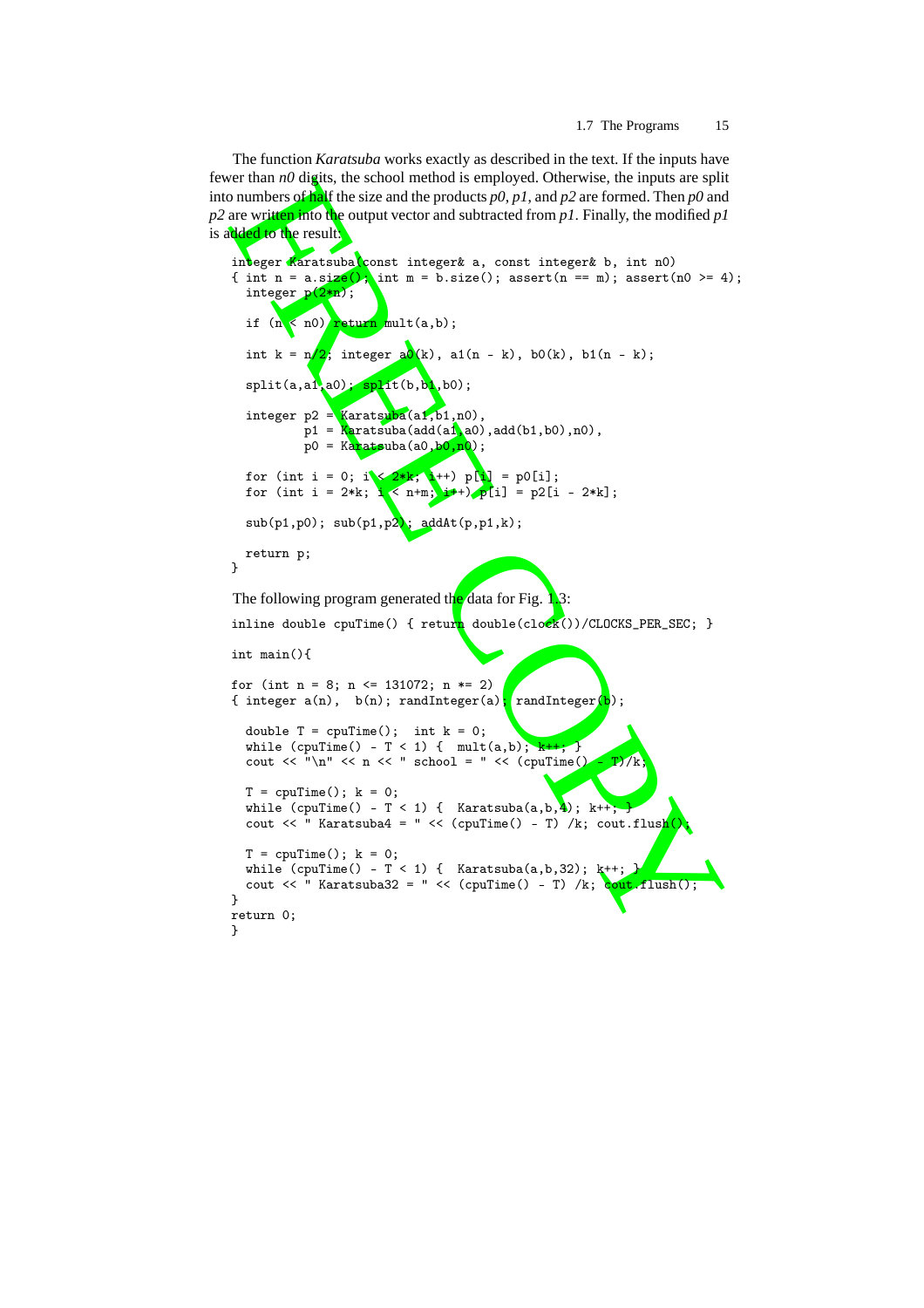The function *Karatsuba* works exactly as described in the text. If the inputs have fewer than *n0* digits, the school method is employed. Otherwise, the inputs are split into numbers of half the size and the products *p0*, *p1*, and *p2* are formed. Then *p0* and *p2* are written into the output vector and subtracted from *p1*. Finally, the modified *p1* is added to the result:

```
integer Karatsuba(const integer& a, const integer& b, int n0)
{ int n = a.size(); int m = b.size(); assert(n == m); assert(n0 >= 4);
  integer p(2*n);

  if (n < n0) return mult(a,b);

  int k = n/2; integer a0(k), a1(n - k), b0(k), b1(n - k);

  split(a,a1,a0); split(b,b1,b0);

  integer p2 = Karatsuba(a1,b1,n0),
          p1 = Karatsuba(add(a1,a0),add(b1,b0),n0),
          p0 = Karatsuba(a0,b0,n0);

  for (int i = 0; i < 2*k; i++) p[i] = p0[i];
  for (int i = 2*k; i < n+m; i++) p[i] = p2[i - 2*k];

  sub(p1,p0); sub(p1,p2); addAt(p,p1,k);

  return p;
}
```

The following program generated the data for Fig. 1.3:

```
inline double cpuTime() { return double(clock())/CLOCKS_PER_SEC; }

int main(){

for (int n = 8; n <= 131072; n *= 2)
{ integer a(n),  b(n); randInteger(a); randInteger(b);

  double T = cpuTime();  int k = 0;
  while (cpuTime() - T < 1) {  mult(a,b); k++; }
  cout << "\n" << n << " school = " << (cpuTime() - T)/k;

  T = cpuTime(); k = 0;
  while (cpuTime() - T < 1) {  Karatsuba(a,b,4); k++; }
  cout << " Karatsuba4 = " << (cpuTime() - T) /k; cout.flush();

  T = cpuTime(); k = 0;
  while (cpuTime() - T < 1) {  Karatsuba(a,b,32); k++; }
  cout << " Karatsuba32 = " << (cpuTime() - T) /k; cout.flush();
}
return 0;
}
```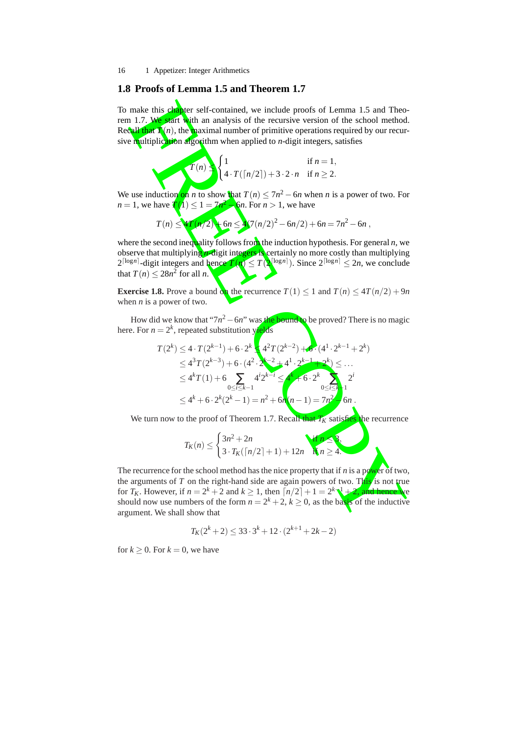## 1.8 Proofs of Lemma 1.5 and Theorem 1.7

To make this chapter self-contained, we include proofs of Lemma 1.5 and Theorem 1.7. We start with an analysis of the recursive version of the school method. Recall that $T(n)$, the maximal number of primitive operations required by our recursive multiplication algorithm when applied to $n$-digit integers, satisfies

$$T(n) \leq \begin{cases} 1 & \text{if } n = 1, \\ 4 \cdot T(\lceil n/2 \rceil) + 3 \cdot 2 \cdot n & \text{if } n \geq 2. \end{cases}$$

We use induction on $n$ to show that $T(n) \leq 7n^2 - 6n$ when $n$ is a power of two. For $n = 1$, we have $T(1) \leq 1 = 7n^2 - 6n$. For $n > 1$, we have

$$T(n) \leq 4T(n/2) + 6n \leq 4(7(n/2)^2 - 6n/2) + 6n = 7n^2 - 6n \,,$$

where the second inequality follows from the induction hypothesis. For general $n$, we observe that multiplying $n$-digit integers is certainly no more costly than multiplying $2^{\lceil \log n \rceil}$-digit integers and hence $T(n) \leq T(2^{\lceil \log n \rceil})$. Since $2^{\lceil \log n \rceil} \leq 2n$, we conclude that $T(n) \leq 28n^2$ for all $n$.

**Exercise 1.8.** Prove a bound on the recurrence $T(1) \leq 1$ and $T(n) \leq 4T(n/2) + 9n$ when $n$ is a power of two.

How did we know that "$7n^2 - 6n$" was the bound to be proved? There is no magic here. For $n = 2^k$, repeated substitution yields

$$\begin{aligned}
T(2^k) &\leq 4 \cdot T(2^{k-1}) + 6 \cdot 2^k \leq 4^2 T(2^{k-2}) + 6 \cdot (4^1 \cdot 2^{k-1} + 2^k) \\
&\leq 4^3 T(2^{k-3}) + 6 \cdot (4^2 \cdot 2^{k-2} + 4^1 \cdot 2^{k-1} + 2^k) \leq \ldots \\
&\leq 4^k T(1) + 6 \sum_{0 \leq i \leq k-1} 4^i 2^{k-i} \leq 4^k + 6 \cdot 2^k \sum_{0 \leq i \leq k-1} 2^i \\
&\leq 4^k + 6 \cdot 2^k (2^k - 1) = n^2 + 6n(n-1) = 7n^2 - 6n \,.
\end{aligned}$$

We turn now to the proof of Theorem 1.7. Recall that $T_K$ satisfies the recurrence

$$T_K(n) \leq \begin{cases} 3n^2 + 2n & \text{if } n \leq 3, \\ 3 \cdot T_K(\lceil n/2 \rceil + 1) + 12n & \text{if } n \geq 4. \end{cases}$$

The recurrence for the school method has the nice property that if $n$ is a power of two, the arguments of $T$ on the right-hand side are again powers of two. This is not true for $T_K$. However, if $n = 2^k + 2$ and $k \geq 1$, then $\lceil n/2 \rceil + 1 = 2^{k-1} + 2$, and hence we should now use numbers of the form $n = 2^k + 2$, $k \geq 0$, as the basis of the inductive argument. We shall show that

$$T_K(2^k + 2) \leq 33 \cdot 3^k + 12 \cdot (2^{k+1} + 2k - 2)$$

for $k \geq 0$. For $k = 0$, we have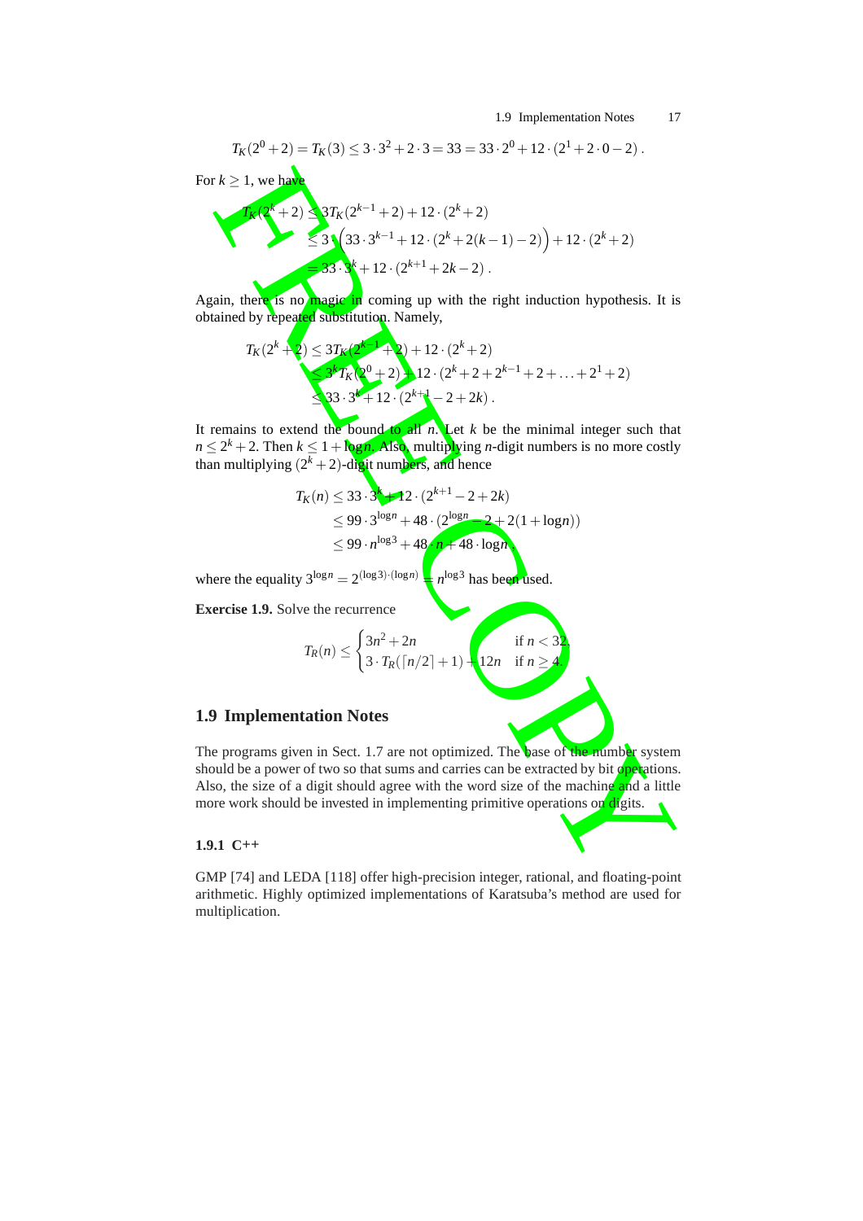$$T_K(2^0+2) = T_K(3) \le 3\cdot 3^2 + 2\cdot 3 = 33 = 33\cdot 2^0 + 12\cdot(2^1 + 2\cdot 0 - 2)\,.$$

For $k \ge 1$, we have

$$\begin{aligned}
T_K(2^k+2) &\le 3T_K(2^{k-1}+2) + 12\cdot(2^k+2) \\
&\le 3\cdot\Big(33\cdot 3^{k-1} + 12\cdot(2^k + 2(k-1) - 2)\Big) + 12\cdot(2^k+2) \\
&= 33\cdot 3^k + 12\cdot(2^{k+1} + 2k - 2)\,.
\end{aligned}$$

Again, there is no magic in coming up with the right induction hypothesis. It is obtained by repeated substitution. Namely,

$$\begin{aligned}
T_K(2^k+2) &\le 3T_K(2^{k-1}+2) + 12\cdot(2^k+2) \\
&\le 3^k T_K(2^0+2) + 12\cdot(2^k + 2 + 2^{k-1} + 2 + \ldots + 2^1 + 2) \\
&\le 33\cdot 3^k + 12\cdot(2^{k+1} - 2 + 2k)\,.
\end{aligned}$$

It remains to extend the bound to all $n$. Let $k$ be the minimal integer such that $n \le 2^k + 2$. Then $k \le 1 + \log n$. Also, multiplying $n$-digit numbers is no more costly than multiplying $(2^k+2)$-digit numbers, and hence

$$\begin{aligned}
T_K(n) &\le 33\cdot 3^k + 12\cdot(2^{k+1} - 2 + 2k) \\
&\le 99\cdot 3^{\log n} + 48\cdot(2^{\log n} - 2 + 2(1+\log n)) \\
&\le 99\cdot n^{\log 3} + 48\cdot n + 48\cdot \log n\,,
\end{aligned}$$

where the equality $3^{\log n} = 2^{(\log 3)\cdot(\log n)} = n^{\log 3}$ has been used.

**Exercise 1.9.** Solve the recurrence

$$T_R(n) \le \begin{cases} 3n^2 + 2n & \text{if } n < 32, \\ 3\cdot T_R(\lceil n/2 \rceil + 1) + 12n & \text{if } n \ge 4. \end{cases}$$

## 1.9 Implementation Notes

The programs given in Sect. 1.7 are not optimized. The base of the number system should be a power of two so that sums and carries can be extracted by bit operations. Also, the size of a digit should agree with the word size of the machine and a little more work should be invested in implementing primitive operations on digits.

### 1.9.1 C++

GMP [74] and LEDA [118] offer high-precision integer, rational, and floating-point arithmetic. Highly optimized implementations of Karatsuba's method are used for multiplication.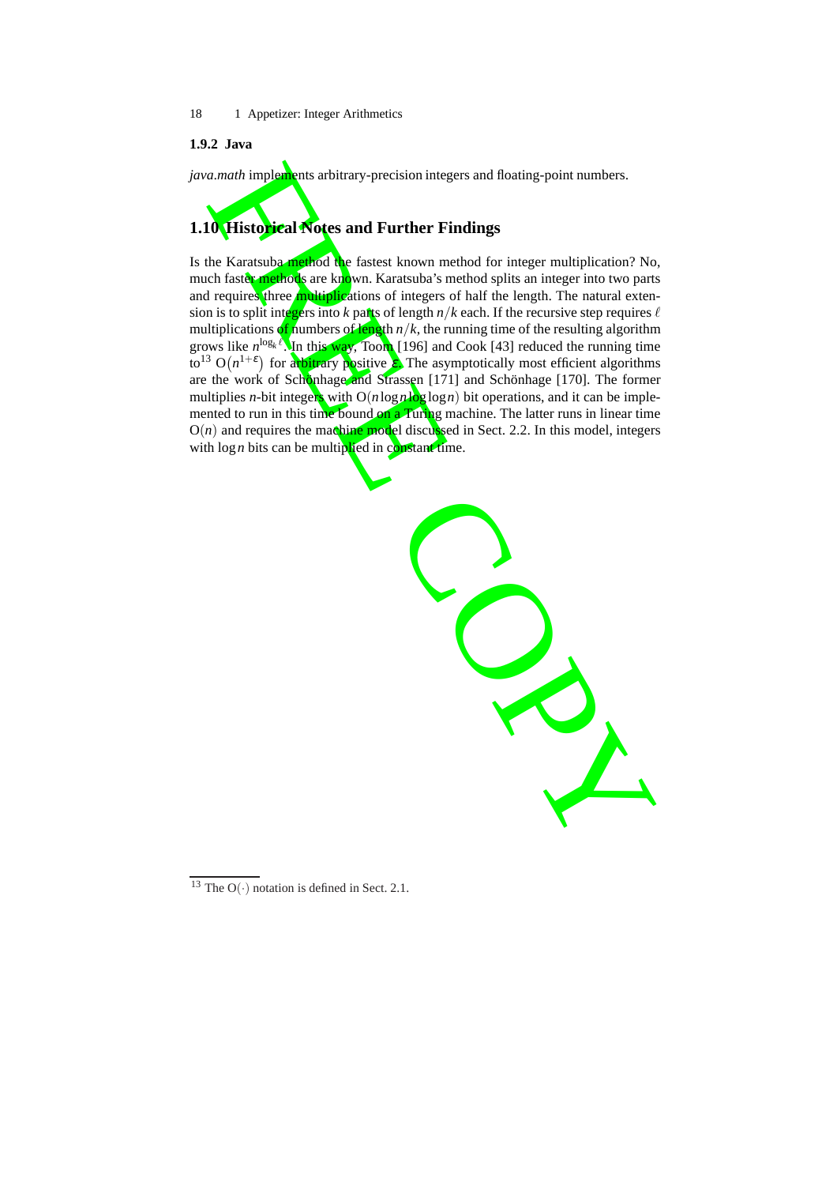### 1.9.2 Java

*java.math* implements arbitrary-precision integers and floating-point numbers.

## 1.10 Historical Notes and Further Findings

Is the Karatsuba method the fastest known method for integer multiplication? No, much faster methods are known. Karatsuba's method splits an integer into two parts and requires three multiplications of integers of half the length. The natural extension is to split integers into $k$ parts of length $n/k$ each. If the recursive step requires $\ell$ multiplications of numbers of length $n/k$, the running time of the resulting algorithm grows like $n^{\log_k \ell}$. In this way, Toom [196] and Cook [43] reduced the running time to[13] $\mathrm{O}(n^{1+\varepsilon})$ for arbitrary positive $\varepsilon$. The asymptotically most efficient algorithms are the work of Schönhage and Strassen [171] and Schönhage [170]. The former multiplies $n$-bit integers with $\mathrm{O}(n \log n \log \log n)$ bit operations, and it can be implemented to run in this time bound on a Turing machine. The latter runs in linear time $\mathrm{O}(n)$ and requires the machine model discussed in Sect. 2.2. In this model, integers with $\log n$ bits can be multiplied in constant time.

---

[13] The $\mathrm{O}(\cdot)$ notation is defined in Sect. 2.1.